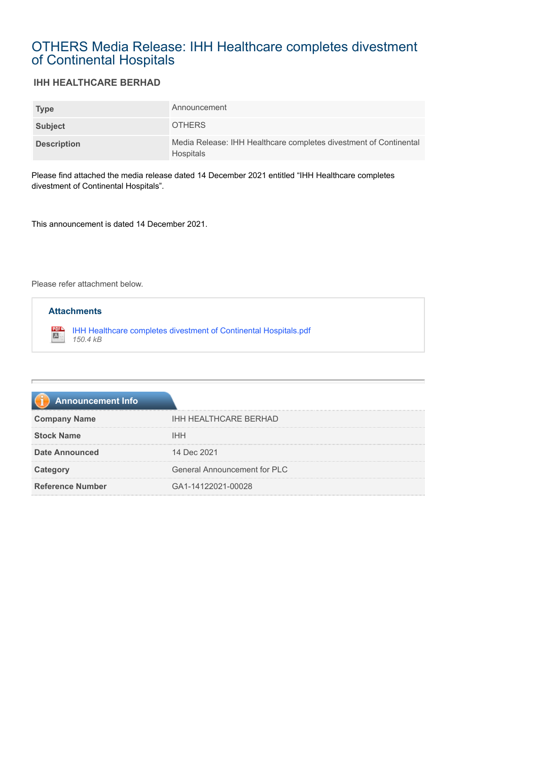# OTHERS Media Release: IHH Healthcare completes divestment of Continental Hospitals

## IHH HEALTHCARE BERHAD

| | |
|---|---|
| **Type** | Announcement |
| **Subject** | OTHERS |
| **Description** | Media Release: IHH Healthcare completes divestment of Continental Hospitals |

Please find attached the media release dated 14 December 2021 entitled "IHH Healthcare completes divestment of Continental Hospitals".

This announcement is dated 14 December 2021.

Please refer attachment below.

### Attachments

IHH Healthcare completes divestment of Continental Hospitals.pdf
*150.4 kB*

### Announcement Info

| | |
|---|---|
| **Company Name** | IHH HEALTHCARE BERHAD |
| **Stock Name** | IHH |
| **Date Announced** | 14 Dec 2021 |
| **Category** | General Announcement for PLC |
| **Reference Number** | GA1-14122021-00028 |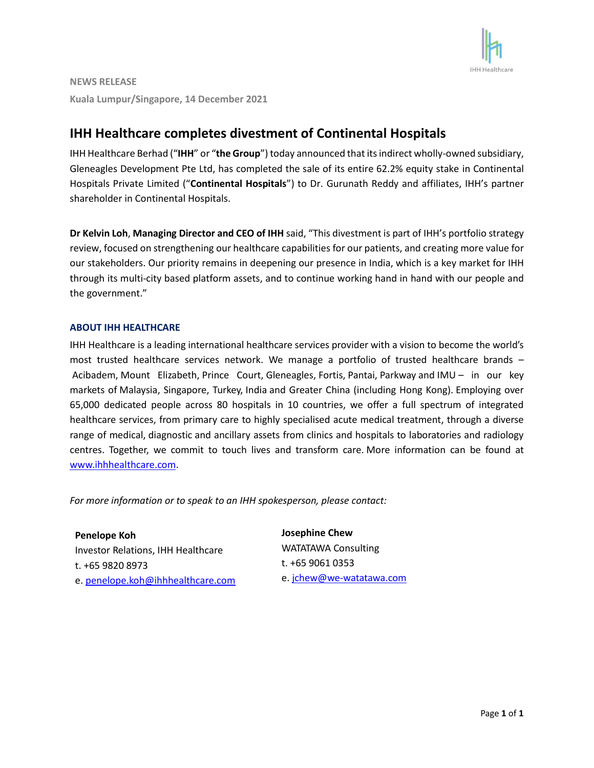**NEWS RELEASE**

**Kuala Lumpur/Singapore, 14 December 2021**

# IHH Healthcare completes divestment of Continental Hospitals

IHH Healthcare Berhad ("**IHH**" or "**the Group**") today announced that its indirect wholly-owned subsidiary, Gleneagles Development Pte Ltd, has completed the sale of its entire 62.2% equity stake in Continental Hospitals Private Limited ("**Continental Hospitals**") to Dr. Gurunath Reddy and affiliates, IHH's partner shareholder in Continental Hospitals.

**Dr Kelvin Loh**, **Managing Director and CEO of IHH** said, "This divestment is part of IHH's portfolio strategy review, focused on strengthening our healthcare capabilities for our patients, and creating more value for our stakeholders. Our priority remains in deepening our presence in India, which is a key market for IHH through its multi-city based platform assets, and to continue working hand in hand with our people and the government."

## ABOUT IHH HEALTHCARE

IHH Healthcare is a leading international healthcare services provider with a vision to become the world's most trusted healthcare services network. We manage a portfolio of trusted healthcare brands – Acibadem, Mount Elizabeth, Prince Court, Gleneagles, Fortis, Pantai, Parkway and IMU – in our key markets of Malaysia, Singapore, Turkey, India and Greater China (including Hong Kong). Employing over 65,000 dedicated people across 80 hospitals in 10 countries, we offer a full spectrum of integrated healthcare services, from primary care to highly specialised acute medical treatment, through a diverse range of medical, diagnostic and ancillary assets from clinics and hospitals to laboratories and radiology centres. Together, we commit to touch lives and transform care. More information can be found at www.ihhhealthcare.com.

*For more information or to speak to an IHH spokesperson, please contact:*

**Penelope Koh**
Investor Relations, IHH Healthcare
t. +65 9820 8973
e. penelope.koh@ihhhealthcare.com

**Josephine Chew**
WATATAWA Consulting
t. +65 9061 0353
e. jchew@we-watatawa.com